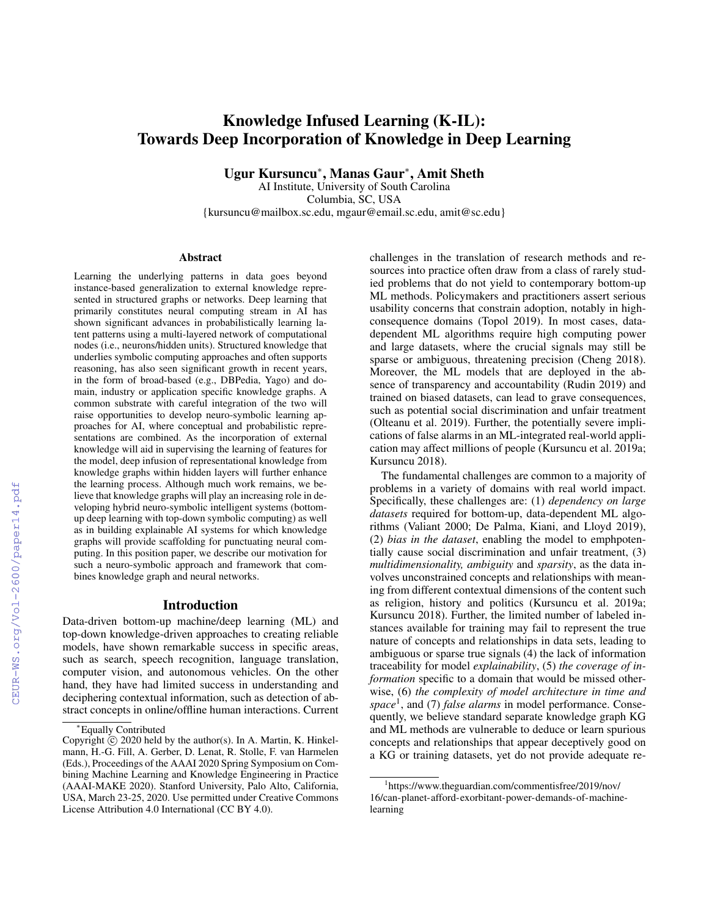# Knowledge Infused Learning (K-IL): Towards Deep Incorporation of Knowledge in Deep Learning

**Ugur Kursuncu***, **Manas Gaur***, **Amit Sheth**

AI Institute, University of South Carolina
Columbia, SC, USA
{kursuncu@mailbox.sc.edu, mgaur@email.sc.edu, amit@sc.edu}

## Abstract

Learning the underlying patterns in data goes beyond instance-based generalization to external knowledge represented in structured graphs or networks. Deep learning that primarily constitutes neural computing stream in AI has shown significant advances in probabilistically learning latent patterns using a multi-layered network of computational nodes (i.e., neurons/hidden units). Structured knowledge that underlies symbolic computing approaches and often supports reasoning, has also seen significant growth in recent years, in the form of broad-based (e.g., DBPedia, Yago) and domain, industry or application specific knowledge graphs. A common substrate with careful integration of the two will raise opportunities to develop neuro-symbolic learning approaches for AI, where conceptual and probabilistic representations are combined. As the incorporation of external knowledge will aid in supervising the learning of features for the model, deep infusion of representational knowledge from knowledge graphs within hidden layers will further enhance the learning process. Although much work remains, we believe that knowledge graphs will play an increasing role in developing hybrid neuro-symbolic intelligent systems (bottom-up deep learning with top-down symbolic computing) as well as in building explainable AI systems for which knowledge graphs will provide scaffolding for punctuating neural computing. In this position paper, we describe our motivation for such a neuro-symbolic approach and framework that combines knowledge graph and neural networks.

## Introduction

Data-driven bottom-up machine/deep learning (ML) and top-down knowledge-driven approaches to creating reliable models, have shown remarkable success in specific areas, such as search, speech recognition, language translation, computer vision, and autonomous vehicles. On the other hand, they have had limited success in understanding and deciphering contextual information, such as detection of abstract concepts in online/offline human interactions. Current challenges in the translation of research methods and resources into practice often draw from a class of rarely studied problems that do not yield to contemporary bottom-up ML methods. Policymakers and practitioners assert serious usability concerns that constrain adoption, notably in high-consequence domains (Topol 2019). In most cases, data-dependent ML algorithms require high computing power and large datasets, where the crucial signals may still be sparse or ambiguous, threatening precision (Cheng 2018). Moreover, the ML models that are deployed in the absence of transparency and accountability (Rudin 2019) and trained on biased datasets, can lead to grave consequences, such as potential social discrimination and unfair treatment (Olteanu et al. 2019). Further, the potentially severe implications of false alarms in an ML-integrated real-world application may affect millions of people (Kursuncu et al. 2019a; Kursuncu 2018).

The fundamental challenges are common to a majority of problems in a variety of domains with real world impact. Specifically, these challenges are: (1) *dependency on large datasets* required for bottom-up, data-dependent ML algorithms (Valiant 2000; De Palma, Kiani, and Lloyd 2019), (2) *bias in the dataset*, enabling the model to emphpotentially cause social discrimination and unfair treatment, (3) *multidimensionality, ambiguity* and *sparsity*, as the data involves unconstrained concepts and relationships with meaning from different contextual dimensions of the content such as religion, history and politics (Kursuncu et al. 2019a; Kursuncu 2018). Further, the limited number of labeled instances available for training may fail to represent the true nature of concepts and relationships in data sets, leading to ambiguous or sparse true signals (4) the lack of information traceability for model *explainability*, (5) *the coverage of information* specific to a domain that would be missed otherwise, (6) *the complexity of model architecture in time and space*[1], and (7) *false alarms* in model performance. Consequently, we believe standard separate knowledge graph KG and ML methods are vulnerable to deduce or learn spurious concepts and relationships that appear deceptively good on a KG or training datasets, yet do not provide adequate re-

---

*Equally Contributed

Copyright © 2020 held by the author(s). In A. Martin, K. Hinkelmann, H.-G. Fill, A. Gerber, D. Lenat, R. Stolle, F. van Harmelen (Eds.), Proceedings of the AAAI 2020 Spring Symposium on Combining Machine Learning and Knowledge Engineering in Practice (AAAI-MAKE 2020). Stanford University, Palo Alto, California, USA, March 23-25, 2020. Use permitted under Creative Commons License Attribution 4.0 International (CC BY 4.0).

[1] https://www.theguardian.com/commentisfree/2019/nov/16/can-planet-afford-exorbitant-power-demands-of-machine-learning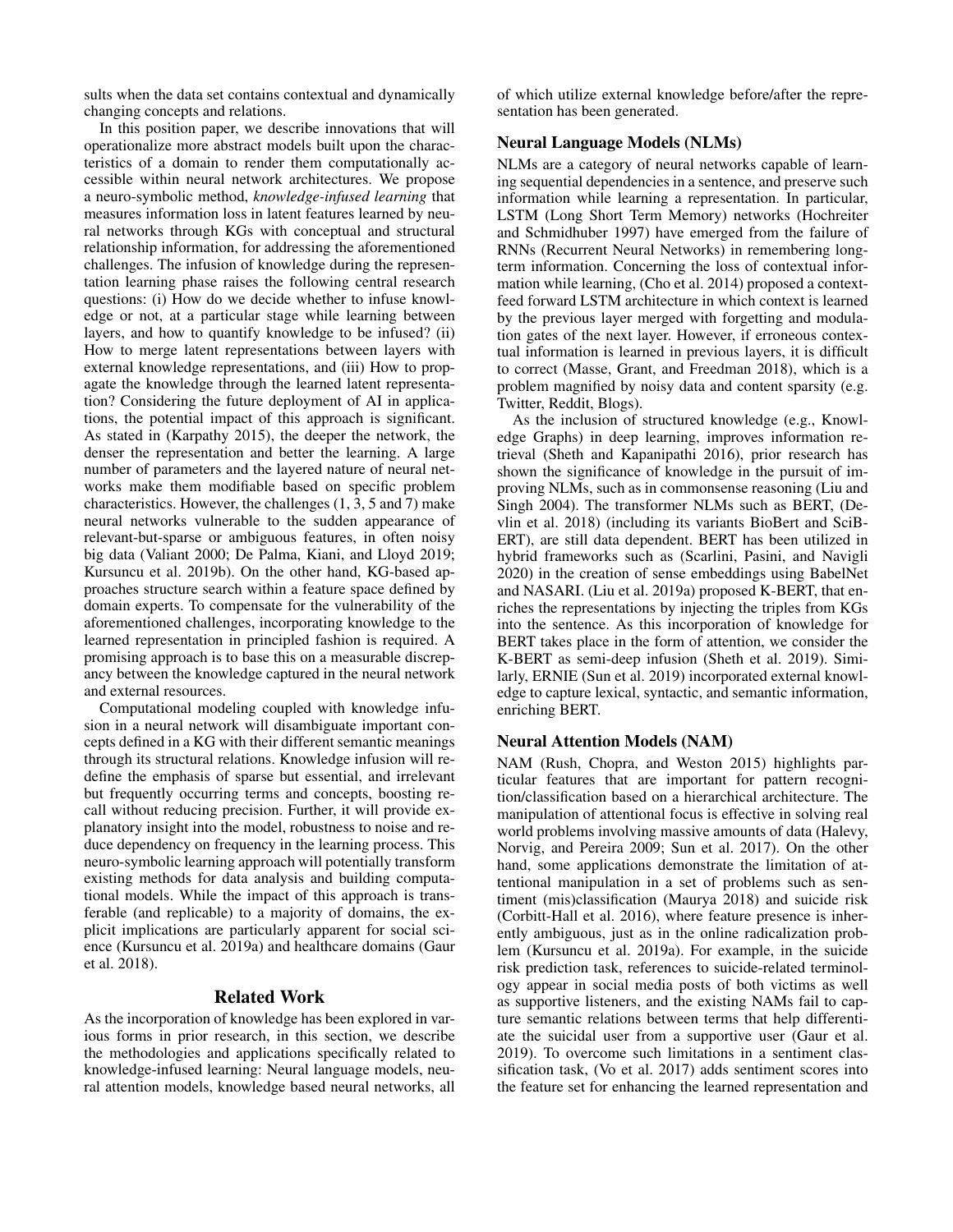sults when the data set contains contextual and dynamically changing concepts and relations.

In this position paper, we describe innovations that will operationalize more abstract models built upon the characteristics of a domain to render them computationally accessible within neural network architectures. We propose a neuro-symbolic method, *knowledge-infused learning* that measures information loss in latent features learned by neural networks through KGs with conceptual and structural relationship information, for addressing the aforementioned challenges. The infusion of knowledge during the representation learning phase raises the following central research questions: (i) How do we decide whether to infuse knowledge or not, at a particular stage while learning between layers, and how to quantify knowledge to be infused? (ii) How to merge latent representations between layers with external knowledge representations, and (iii) How to propagate the knowledge through the learned latent representation? Considering the future deployment of AI in applications, the potential impact of this approach is significant. As stated in (Karpathy 2015), the deeper the network, the denser the representation and better the learning. A large number of parameters and the layered nature of neural networks make them modifiable based on specific problem characteristics. However, the challenges (1, 3, 5 and 7) make neural networks vulnerable to the sudden appearance of relevant-but-sparse or ambiguous features, in often noisy big data (Valiant 2000; De Palma, Kiani, and Lloyd 2019; Kursuncu et al. 2019b). On the other hand, KG-based approaches structure search within a feature space defined by domain experts. To compensate for the vulnerability of the aforementioned challenges, incorporating knowledge to the learned representation in principled fashion is required. A promising approach is to base this on a measurable discrepancy between the knowledge captured in the neural network and external resources.

Computational modeling coupled with knowledge infusion in a neural network will disambiguate important concepts defined in a KG with their different semantic meanings through its structural relations. Knowledge infusion will redefine the emphasis of sparse but essential, and irrelevant but frequently occurring terms and concepts, boosting recall without reducing precision. Further, it will provide explanatory insight into the model, robustness to noise and reduce dependency on frequency in the learning process. This neuro-symbolic learning approach will potentially transform existing methods for data analysis and building computational models. While the impact of this approach is transferable (and replicable) to a majority of domains, the explicit implications are particularly apparent for social science (Kursuncu et al. 2019a) and healthcare domains (Gaur et al. 2018).

## Related Work

As the incorporation of knowledge has been explored in various forms in prior research, in this section, we describe the methodologies and applications specifically related to knowledge-infused learning: Neural language models, neural attention models, knowledge based neural networks, all of which utilize external knowledge before/after the representation has been generated.

### Neural Language Models (NLMs)

NLMs are a category of neural networks capable of learning sequential dependencies in a sentence, and preserve such information while learning a representation. In particular, LSTM (Long Short Term Memory) networks (Hochreiter and Schmidhuber 1997) have emerged from the failure of RNNs (Recurrent Neural Networks) in remembering long-term information. Concerning the loss of contextual information while learning, (Cho et al. 2014) proposed a context-feed forward LSTM architecture in which context is learned by the previous layer merged with forgetting and modulation gates of the next layer. However, if erroneous contextual information is learned in previous layers, it is difficult to correct (Masse, Grant, and Freedman 2018), which is a problem magnified by noisy data and content sparsity (e.g. Twitter, Reddit, Blogs).

As the inclusion of structured knowledge (e.g., Knowledge Graphs) in deep learning, improves information retrieval (Sheth and Kapanipathi 2016), prior research has shown the significance of knowledge in the pursuit of improving NLMs, such as in commonsense reasoning (Liu and Singh 2004). The transformer NLMs such as BERT, (Devlin et al. 2018) (including its variants BioBert and SciBERT), are still data dependent. BERT has been utilized in hybrid frameworks such as (Scarlini, Pasini, and Navigli 2020) in the creation of sense embeddings using BabelNet and NASARI. (Liu et al. 2019a) proposed K-BERT, that enriches the representations by injecting the triples from KGs into the sentence. As this incorporation of knowledge for BERT takes place in the form of attention, we consider the K-BERT as semi-deep infusion (Sheth et al. 2019). Similarly, ERNIE (Sun et al. 2019) incorporated external knowledge to capture lexical, syntactic, and semantic information, enriching BERT.

### Neural Attention Models (NAM)

NAM (Rush, Chopra, and Weston 2015) highlights particular features that are important for pattern recognition/classification based on a hierarchical architecture. The manipulation of attentional focus is effective in solving real world problems involving massive amounts of data (Halevy, Norvig, and Pereira 2009; Sun et al. 2017). On the other hand, some applications demonstrate the limitation of attentional manipulation in a set of problems such as sentiment (mis)classification (Maurya 2018) and suicide risk (Corbitt-Hall et al. 2016), where feature presence is inherently ambiguous, just as in the online radicalization problem (Kursuncu et al. 2019a). For example, in the suicide risk prediction task, references to suicide-related terminology appear in social media posts of both victims as well as supportive listeners, and the existing NAMs fail to capture semantic relations between terms that help differentiate the suicidal user from a supportive user (Gaur et al. 2019). To overcome such limitations in a sentiment classification task, (Vo et al. 2017) adds sentiment scores into the feature set for enhancing the learned representation and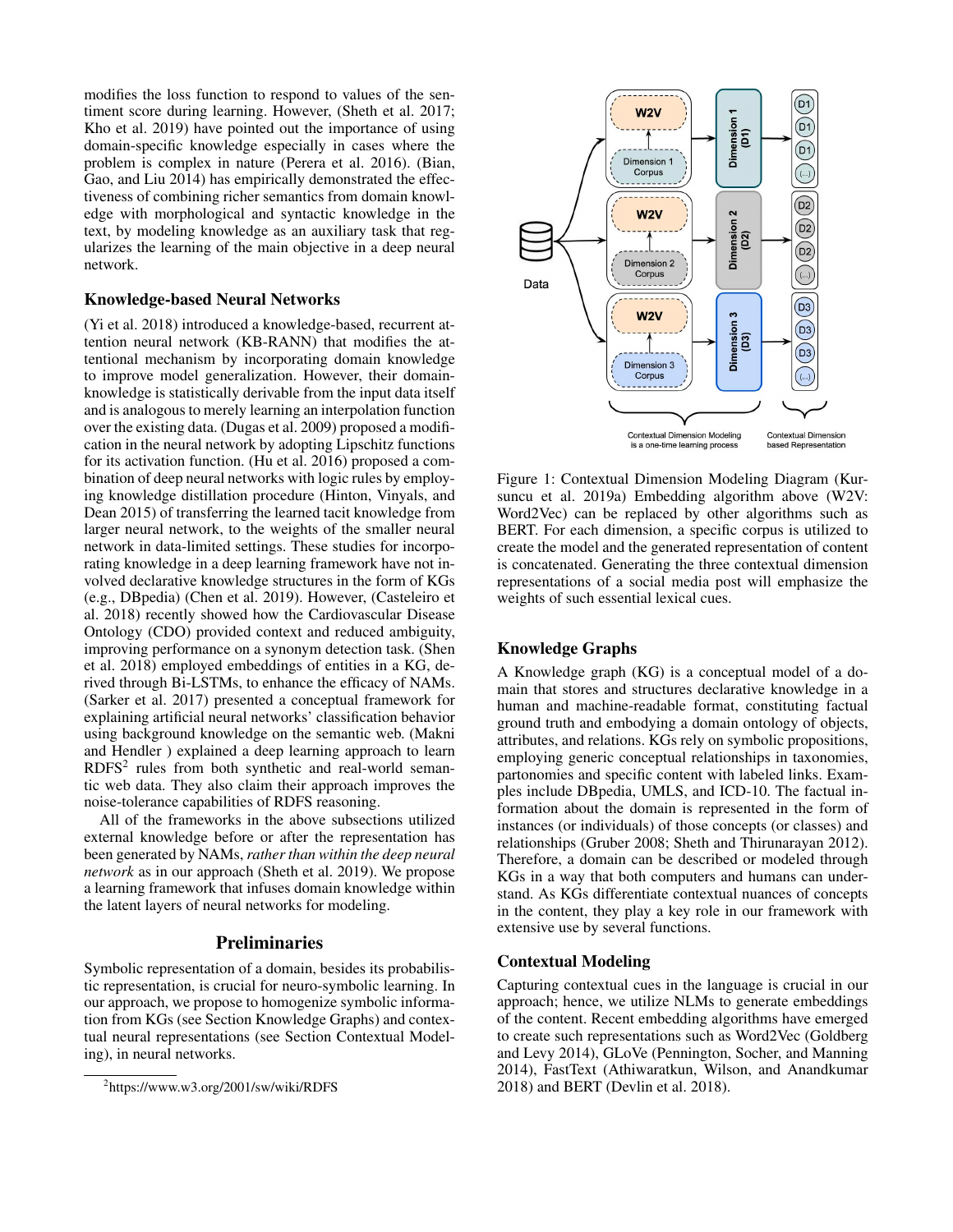modifies the loss function to respond to values of the sentiment score during learning. However, (Sheth et al. 2017; Kho et al. 2019) have pointed out the importance of using domain-specific knowledge especially in cases where the problem is complex in nature (Perera et al. 2016). (Bian, Gao, and Liu 2014) has empirically demonstrated the effectiveness of combining richer semantics from domain knowledge with morphological and syntactic knowledge in the text, by modeling knowledge as an auxiliary task that regularizes the learning of the main objective in a deep neural network.

### Knowledge-based Neural Networks

(Yi et al. 2018) introduced a knowledge-based, recurrent attention neural network (KB-RANN) that modifies the attentional mechanism by incorporating domain knowledge to improve model generalization. However, their domain-knowledge is statistically derivable from the input data itself and is analogous to merely learning an interpolation function over the existing data. (Dugas et al. 2009) proposed a modification in the neural network by adopting Lipschitz functions for its activation function. (Hu et al. 2016) proposed a combination of deep neural networks with logic rules by employing knowledge distillation procedure (Hinton, Vinyals, and Dean 2015) of transferring the learned tacit knowledge from larger neural network, to the weights of the smaller neural network in data-limited settings. These studies for incorporating knowledge in a deep learning framework have not involved declarative knowledge structures in the form of KGs (e.g., DBpedia) (Chen et al. 2019). However, (Casteleiro et al. 2018) recently showed how the Cardiovascular Disease Ontology (CDO) provided context and reduced ambiguity, improving performance on a synonym detection task. (Shen et al. 2018) employed embeddings of entities in a KG, derived through Bi-LSTMs, to enhance the efficacy of NAMs. (Sarker et al. 2017) presented a conceptual framework for explaining artificial neural networks' classification behavior using background knowledge on the semantic web. (Makni and Hendler ) explained a deep learning approach to learn RDFS[2] rules from both synthetic and real-world semantic web data. They also claim their approach improves the noise-tolerance capabilities of RDFS reasoning.

All of the frameworks in the above subsections utilized external knowledge before or after the representation has been generated by NAMs, *rather than within the deep neural network* as in our approach (Sheth et al. 2019). We propose a learning framework that infuses domain knowledge within the latent layers of neural networks for modeling.

## Preliminaries

Symbolic representation of a domain, besides its probabilistic representation, is crucial for neuro-symbolic learning. In our approach, we propose to homogenize symbolic information from KGs (see Section Knowledge Graphs) and contextual neural representations (see Section Contextual Modeling), in neural networks.

[2]https://www.w3.org/2001/sw/wiki/RDFS

Figure 1: Contextual Dimension Modeling Diagram (Kursuncu et al. 2019a) Embedding algorithm above (W2V: Word2Vec) can be replaced by other algorithms such as BERT. For each dimension, a specific corpus is utilized to create the model and the generated representation of content is concatenated. Generating the three contextual dimension representations of a social media post will emphasize the weights of such essential lexical cues.

### Knowledge Graphs

A Knowledge graph (KG) is a conceptual model of a domain that stores and structures declarative knowledge in a human and machine-readable format, constituting factual ground truth and embodying a domain ontology of objects, attributes, and relations. KGs rely on symbolic propositions, employing generic conceptual relationships in taxonomies, partonomies and specific content with labeled links. Examples include DBpedia, UMLS, and ICD-10. The factual information about the domain is represented in the form of instances (or individuals) of those concepts (or classes) and relationships (Gruber 2008; Sheth and Thirunarayan 2012). Therefore, a domain can be described or modeled through KGs in a way that both computers and humans can understand. As KGs differentiate contextual nuances of concepts in the content, they play a key role in our framework with extensive use by several functions.

### Contextual Modeling

Capturing contextual cues in the language is crucial in our approach; hence, we utilize NLMs to generate embeddings of the content. Recent embedding algorithms have emerged to create such representations such as Word2Vec (Goldberg and Levy 2014), GLoVe (Pennington, Socher, and Manning 2014), FastText (Athiwaratkun, Wilson, and Anandkumar 2018) and BERT (Devlin et al. 2018).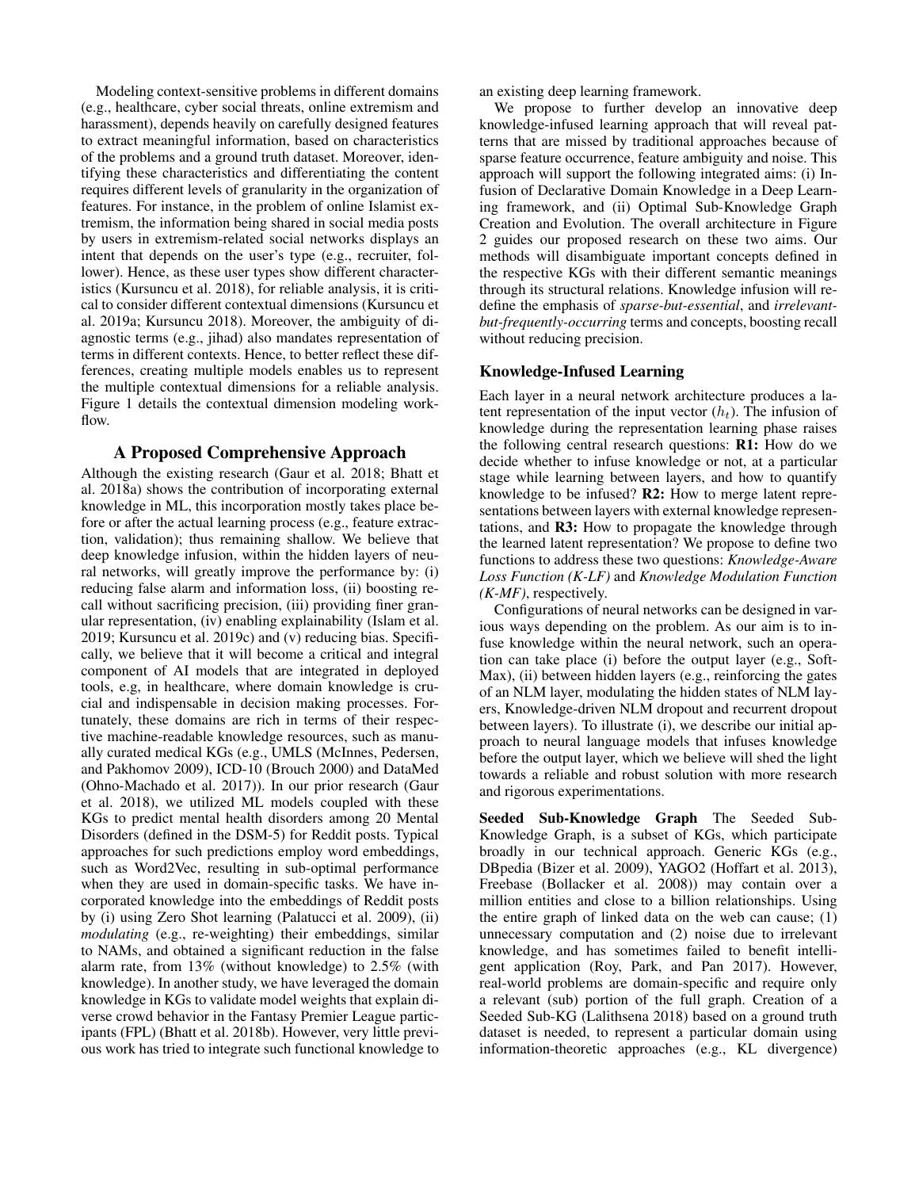Modeling context-sensitive problems in different domains (e.g., healthcare, cyber social threats, online extremism and harassment), depends heavily on carefully designed features to extract meaningful information, based on characteristics of the problems and a ground truth dataset. Moreover, identifying these characteristics and differentiating the content requires different levels of granularity in the organization of features. For instance, in the problem of online Islamist extremism, the information being shared in social media posts by users in extremism-related social networks displays an intent that depends on the user's type (e.g., recruiter, follower). Hence, as these user types show different characteristics (Kursuncu et al. 2018), for reliable analysis, it is critical to consider different contextual dimensions (Kursuncu et al. 2019a; Kursuncu 2018). Moreover, the ambiguity of diagnostic terms (e.g., jihad) also mandates representation of terms in different contexts. Hence, to better reflect these differences, creating multiple models enables us to represent the multiple contextual dimensions for a reliable analysis. Figure 1 details the contextual dimension modeling workflow.

## A Proposed Comprehensive Approach

Although the existing research (Gaur et al. 2018; Bhatt et al. 2018a) shows the contribution of incorporating external knowledge in ML, this incorporation mostly takes place before or after the actual learning process (e.g., feature extraction, validation); thus remaining shallow. We believe that deep knowledge infusion, within the hidden layers of neural networks, will greatly improve the performance by: (i) reducing false alarm and information loss, (ii) boosting recall without sacrificing precision, (iii) providing finer granular representation, (iv) enabling explainability (Islam et al. 2019; Kursuncu et al. 2019c) and (v) reducing bias. Specifically, we believe that it will become a critical and integral component of AI models that are integrated in deployed tools, e.g, in healthcare, where domain knowledge is crucial and indispensable in decision making processes. Fortunately, these domains are rich in terms of their respective machine-readable knowledge resources, such as manually curated medical KGs (e.g., UMLS (McInnes, Pedersen, and Pakhomov 2009), ICD-10 (Brouch 2000) and DataMed (Ohno-Machado et al. 2017)). In our prior research (Gaur et al. 2018), we utilized ML models coupled with these KGs to predict mental health disorders among 20 Mental Disorders (defined in the DSM-5) for Reddit posts. Typical approaches for such predictions employ word embeddings, such as Word2Vec, resulting in sub-optimal performance when they are used in domain-specific tasks. We have incorporated knowledge into the embeddings of Reddit posts by (i) using Zero Shot learning (Palatucci et al. 2009), (ii) *modulating* (e.g., re-weighting) their embeddings, similar to NAMs, and obtained a significant reduction in the false alarm rate, from 13% (without knowledge) to 2.5% (with knowledge). In another study, we have leveraged the domain knowledge in KGs to validate model weights that explain diverse crowd behavior in the Fantasy Premier League participants (FPL) (Bhatt et al. 2018b). However, very little previous work has tried to integrate such functional knowledge to an existing deep learning framework.

We propose to further develop an innovative deep knowledge-infused learning approach that will reveal patterns that are missed by traditional approaches because of sparse feature occurrence, feature ambiguity and noise. This approach will support the following integrated aims: (i) Infusion of Declarative Domain Knowledge in a Deep Learning framework, and (ii) Optimal Sub-Knowledge Graph Creation and Evolution. The overall architecture in Figure 2 guides our proposed research on these two aims. Our methods will disambiguate important concepts defined in the respective KGs with their different semantic meanings through its structural relations. Knowledge infusion will redefine the emphasis of *sparse-but-essential*, and *irrelevant-but-frequently-occurring* terms and concepts, boosting recall without reducing precision.

### Knowledge-Infused Learning

Each layer in a neural network architecture produces a latent representation of the input vector ($h_t$). The infusion of knowledge during the representation learning phase raises the following central research questions: **R1:** How do we decide whether to infuse knowledge or not, at a particular stage while learning between layers, and how to quantify knowledge to be infused? **R2:** How to merge latent representations between layers with external knowledge representations, and **R3:** How to propagate the knowledge through the learned latent representation? We propose to define two functions to address these two questions: *Knowledge-Aware Loss Function (K-LF)* and *Knowledge Modulation Function (K-MF)*, respectively.

Configurations of neural networks can be designed in various ways depending on the problem. As our aim is to infuse knowledge within the neural network, such an operation can take place (i) before the output layer (e.g., SoftMax), (ii) between hidden layers (e.g., reinforcing the gates of an NLM layer, modulating the hidden states of NLM layers, Knowledge-driven NLM dropout and recurrent dropout between layers). To illustrate (i), we describe our initial approach to neural language models that infuses knowledge before the output layer, which we believe will shed the light towards a reliable and robust solution with more research and rigorous experimentations.

**Seeded Sub-Knowledge Graph** The Seeded Sub-Knowledge Graph, is a subset of KGs, which participate broadly in our technical approach. Generic KGs (e.g., DBpedia (Bizer et al. 2009), YAGO2 (Hoffart et al. 2013), Freebase (Bollacker et al. 2008)) may contain over a million entities and close to a billion relationships. Using the entire graph of linked data on the web can cause; (1) unnecessary computation and (2) noise due to irrelevant knowledge, and has sometimes failed to benefit intelligent application (Roy, Park, and Pan 2017). However, real-world problems are domain-specific and require only a relevant (sub) portion of the full graph. Creation of a Seeded Sub-KG (Lalithsena 2018) based on a ground truth dataset is needed, to represent a particular domain using information-theoretic approaches (e.g., KL divergence)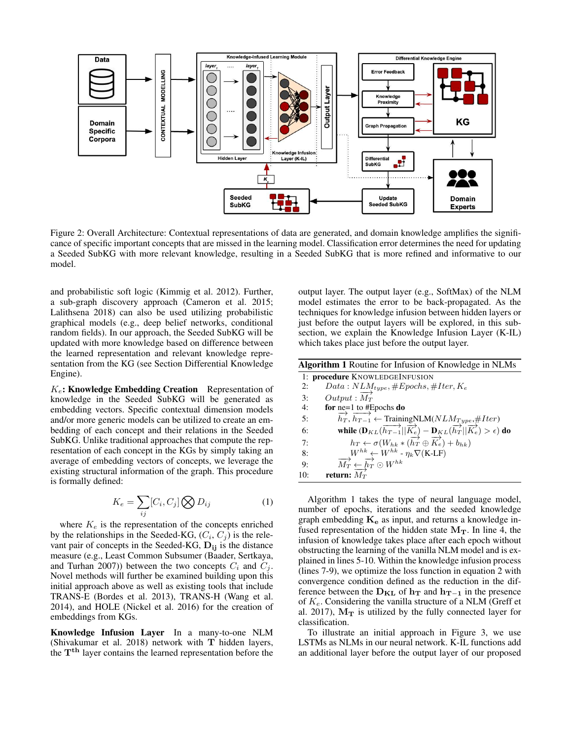Figure 2: Overall Architecture: Contextual representations of data are generated, and domain knowledge amplifies the significance of specific important concepts that are missed in the learning model. Classification error determines the need for updating a Seeded SubKG with more relevant knowledge, resulting in a Seeded SubKG that is more refined and informative to our model.

and probabilistic soft logic (Kimmig et al. 2012). Further, a sub-graph discovery approach (Cameron et al. 2015; Lalithsena 2018) can also be used utilizing probabilistic graphical models (e.g., deep belief networks, conditional random fields). In our approach, the Seeded SubKG will be updated with more knowledge based on difference between the learned representation and relevant knowledge representation from the KG (see Section Differential Knowledge Engine).

**$K_e$: Knowledge Embedding Creation** Representation of knowledge in the Seeded SubKG will be generated as embedding vectors. Specific contextual dimension models and/or more generic models can be utilized to create an embedding of each concept and their relations in the Seeded SubKG. Unlike traditional approaches that compute the representation of each concept in the KGs by simply taking an average of embedding vectors of concepts, we leverage the existing structural information of the graph. This procedure is formally defined:

$$K_e = \sum_{ij} [C_i, C_j] \bigotimes D_{ij} \tag{1}$$

where $K_e$ is the representation of the concepts enriched by the relationships in the Seeded-KG, $(C_i, C_j)$ is the relevant pair of concepts in the Seeded-KG, $\mathbf{D_{ij}}$ is the distance measure (e.g., Least Common Subsumer (Baader, Sertkaya, and Turhan 2007)) between the two concepts $C_i$ and $C_j$. Novel methods will further be examined building upon this initial approach above as well as existing tools that include TRANS-E (Bordes et al. 2013), TRANS-H (Wang et al. 2014), and HOLE (Nickel et al. 2016) for the creation of embeddings from KGs.

**Knowledge Infusion Layer** In a many-to-one NLM (Shivakumar et al. 2018) network with $\mathbf{T}$ hidden layers, the $\mathbf{T^{th}}$ layer contains the learned representation before the output layer. The output layer (e.g., SoftMax) of the NLM model estimates the error to be back-propagated. As the techniques for knowledge infusion between hidden layers or just before the output layers will be explored, in this subsection, we explain the Knowledge Infusion Layer (K-IL) which takes place just before the output layer.

**Algorithm 1** Routine for Infusion of Knowledge in NLMs

```
1:  procedure KNOWLEDGEINFUSION
2:      Data : NLM_type, #Epochs, #Iter, K_e
3:      Output : M_T (vector)
4:      for ne=1 to #Epochs do
5:          h_T, h_{T-1} ← TrainingNLM(NLM_Type, #Iter)
6:          while (D_KL(h_{T-1} || K_e) − D_KL(h_T || K_e) > ε) do
7:              h_T ← σ(W_hk * (h_T ⊕ K_e) + b_hk)
8:              W^hk ← W^hk - η_k ∇(K-LF)
9:          M_T ← h_T ⊙ W^hk
10:     return: M_T
```

Algorithm 1 takes the type of neural language model, number of epochs, iterations and the seeded knowledge graph embedding $\mathbf{K_e}$ as input, and returns a knowledge infused representation of the hidden state $\mathbf{M_T}$. In line 4, the infusion of knowledge takes place after each epoch without obstructing the learning of the vanilla NLM model and is explained in lines 5-10. Within the knowledge infusion process (lines 7-9), we optimize the loss function in equation 2 with convergence condition defined as the reduction in the difference between the $\mathbf{D_{KL}}$ of $\mathbf{h_T}$ and $\mathbf{h_{T-1}}$ in the presence of $K_e$. Considering the vanilla structure of a NLM (Greff et al. 2017), $\mathbf{M_T}$ is utilized by the fully connected layer for classification.

To illustrate an initial approach in Figure 3, we use LSTMs as NLMs in our neural network. K-IL functions add an additional layer before the output layer of our proposed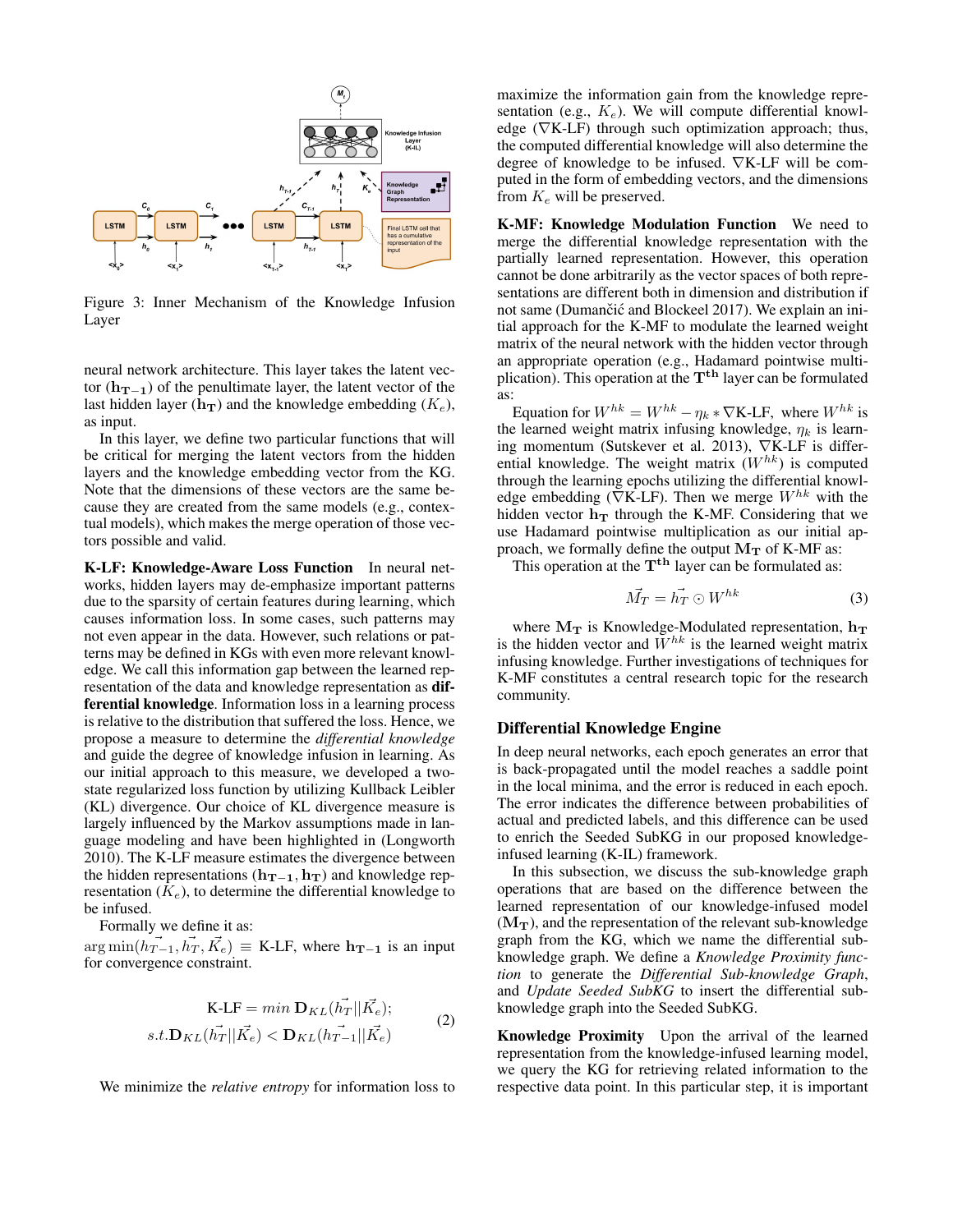Figure 3: Inner Mechanism of the Knowledge Infusion Layer

neural network architecture. This layer takes the latent vector ($\mathbf{h_{T-1}}$) of the penultimate layer, the latent vector of the last hidden layer ($\mathbf{h_T}$) and the knowledge embedding ($K_e$), as input.

In this layer, we define two particular functions that will be critical for merging the latent vectors from the hidden layers and the knowledge embedding vector from the KG. Note that the dimensions of these vectors are the same because they are created from the same models (e.g., contextual models), which makes the merge operation of those vectors possible and valid.

**K-LF: Knowledge-Aware Loss Function** In neural networks, hidden layers may de-emphasize important patterns due to the sparsity of certain features during learning, which causes information loss. In some cases, such patterns may not even appear in the data. However, such relations or patterns may be defined in KGs with even more relevant knowledge. We call this information gap between the learned representation of the data and knowledge representation as **differential knowledge**. Information loss in a learning process is relative to the distribution that suffered the loss. Hence, we propose a measure to determine the *differential knowledge* and guide the degree of knowledge infusion in learning. As our initial approach to this measure, we developed a two-state regularized loss function by utilizing Kullback Leibler (KL) divergence. Our choice of KL divergence measure is largely influenced by the Markov assumptions made in language modeling and have been highlighted in (Longworth 2010). The K-LF measure estimates the divergence between the hidden representations ($\mathbf{h_{T-1}}, \mathbf{h_T}$) and knowledge representation ($K_e$), to determine the differential knowledge to be infused.

Formally we define it as:

$\arg\min(\vec{h_{T-1}}, \vec{h_T}, \vec{K_e}) \equiv$ K-LF, where $\mathbf{h_{T-1}}$ is an input for convergence constraint.

$$\text{K-LF} = min\ \mathbf{D}_{KL}(\vec{h_T}||\vec{K_e}); \\ s.t. \mathbf{D}_{KL}(\vec{h_T}||\vec{K_e}) < \mathbf{D}_{KL}(\vec{h_{T-1}}||\vec{K_e}) \tag{2}$$

We minimize the *relative entropy* for information loss to maximize the information gain from the knowledge representation (e.g., $K_e$). We will compute differential knowledge ($\nabla$K-LF) through such optimization approach; thus, the computed differential knowledge will also determine the degree of knowledge to be infused. $\nabla$K-LF will be computed in the form of embedding vectors, and the dimensions from $K_e$ will be preserved.

**K-MF: Knowledge Modulation Function** We need to merge the differential knowledge representation with the partially learned representation. However, this operation cannot be done arbitrarily as the vector spaces of both representations are different both in dimension and distribution if not same (Dumančić and Blockeel 2017). We explain an initial approach for the K-MF to modulate the learned weight matrix of the neural network with the hidden vector through an appropriate operation (e.g., Hadamard pointwise multiplication). This operation at the $\mathbf{T^{th}}$ layer can be formulated as:

Equation for $W^{hk} = W^{hk} - \eta_k * \nabla$K-LF, where $W^{hk}$ is the learned weight matrix infusing knowledge, $\eta_k$ is learning momentum (Sutskever et al. 2013), $\nabla$K-LF is differential knowledge. The weight matrix ($W^{hk}$) is computed through the learning epochs utilizing the differential knowledge embedding ($\nabla$K-LF). Then we merge $W^{hk}$ with the hidden vector $\mathbf{h_T}$ through the K-MF. Considering that we use Hadamard pointwise multiplication as our initial approach, we formally define the output $\mathbf{M_T}$ of K-MF as:

This operation at the $\mathbf{T^{th}}$ layer can be formulated as:

$$\vec{M_T} = \vec{h_T} \odot W^{hk} \tag{3}$$

where $\mathbf{M_T}$ is Knowledge-Modulated representation, $\mathbf{h_T}$ is the hidden vector and $W^{hk}$ is the learned weight matrix infusing knowledge. Further investigations of techniques for K-MF constitutes a central research topic for the research community.

## Differential Knowledge Engine

In deep neural networks, each epoch generates an error that is back-propagated until the model reaches a saddle point in the local minima, and the error is reduced in each epoch. The error indicates the difference between probabilities of actual and predicted labels, and this difference can be used to enrich the Seeded SubKG in our proposed knowledge-infused learning (K-IL) framework.

In this subsection, we discuss the sub-knowledge graph operations that are based on the difference between the learned representation of our knowledge-infused model ($\mathbf{M_T}$), and the representation of the relevant sub-knowledge graph from the KG, which we name the differential sub-knowledge graph. We define a *Knowledge Proximity function* to generate the *Differential Sub-knowledge Graph*, and *Update Seeded SubKG* to insert the differential sub-knowledge graph into the Seeded SubKG.

**Knowledge Proximity** Upon the arrival of the learned representation from the knowledge-infused learning model, we query the KG for retrieving related information to the respective data point. In this particular step, it is important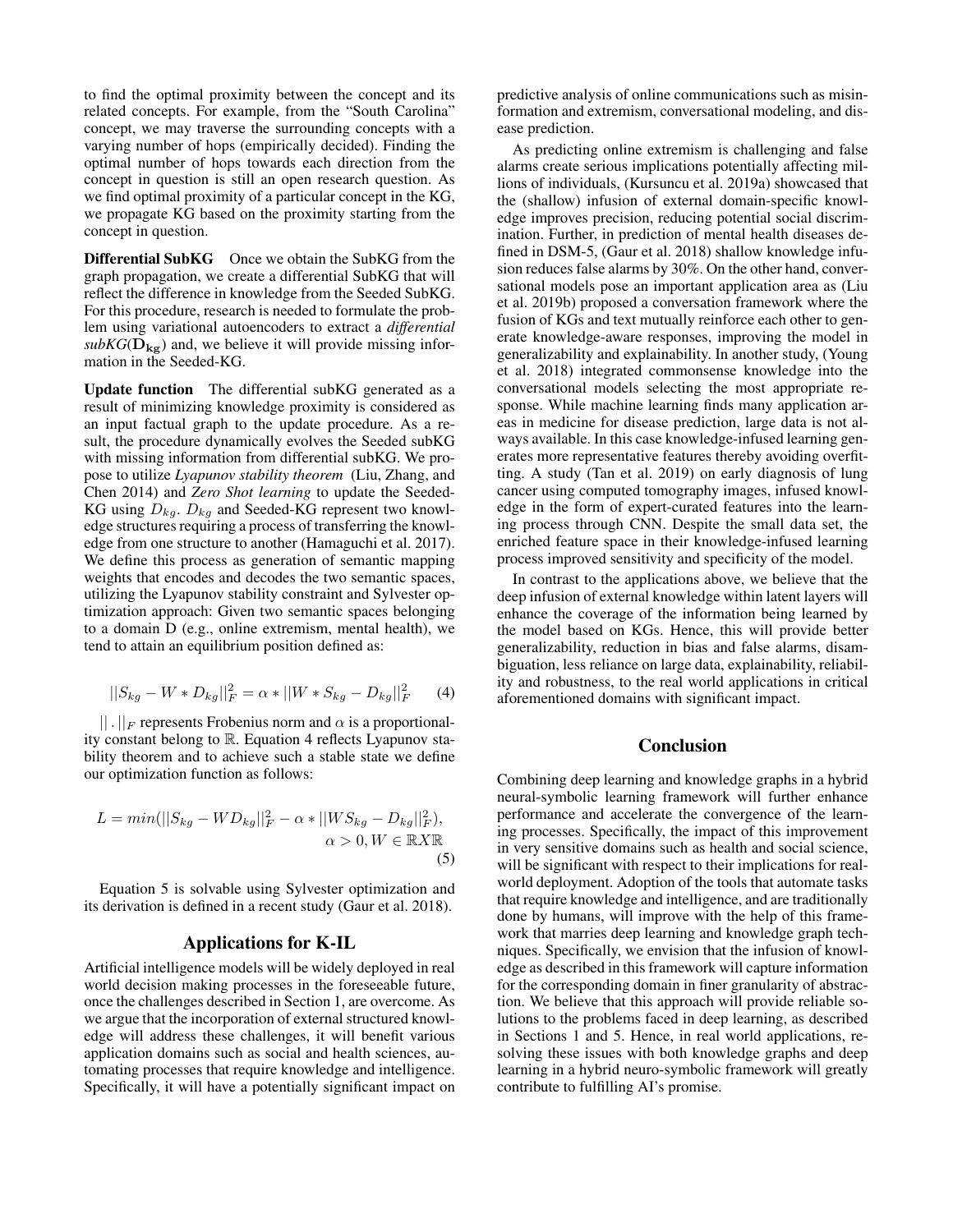to find the optimal proximity between the concept and its related concepts. For example, from the "South Carolina" concept, we may traverse the surrounding concepts with a varying number of hops (empirically decided). Finding the optimal number of hops towards each direction from the concept in question is still an open research question. As we find optimal proximity of a particular concept in the KG, we propagate KG based on the proximity starting from the concept in question.

**Differential SubKG** Once we obtain the SubKG from the graph propagation, we create a differential SubKG that will reflect the difference in knowledge from the Seeded SubKG. For this procedure, research is needed to formulate the problem using variational autoencoders to extract a *differential subKG*($\mathbf{D_{kg}}$) and, we believe it will provide missing information in the Seeded-KG.

**Update function** The differential subKG generated as a result of minimizing knowledge proximity is considered as an input factual graph to the update procedure. As a result, the procedure dynamically evolves the Seeded subKG with missing information from differential subKG. We propose to utilize *Lyapunov stability theorem* (Liu, Zhang, and Chen 2014) and *Zero Shot learning* to update the Seeded-KG using $D_{kg}$. $D_{kg}$ and Seeded-KG represent two knowledge structures requiring a process of transferring the knowledge from one structure to another (Hamaguchi et al. 2017). We define this process as generation of semantic mapping weights that encodes and decodes the two semantic spaces, utilizing the Lyapunov stability constraint and Sylvester optimization approach: Given two semantic spaces belonging to a domain D (e.g., online extremism, mental health), we tend to attain an equilibrium position defined as:

$$||S_{kg} - W * D_{kg}||_F^2 = \alpha * ||W * S_{kg} - D_{kg}||_F^2 \quad (4)$$

$||\,.\,||_F$ represents Frobenius norm and $\alpha$ is a proportionality constant belong to $\mathbb{R}$. Equation 4 reflects Lyapunov stability theorem and to achieve such a stable state we define our optimization function as follows:

$$L = min(||S_{kg} - WD_{kg}||_F^2 - \alpha * ||WS_{kg} - D_{kg}||_F^2), \quad \alpha > 0, W \in \mathbb{R}X\mathbb{R} \quad (5)$$

Equation 5 is solvable using Sylvester optimization and its derivation is defined in a recent study (Gaur et al. 2018).

## Applications for K-IL

Artificial intelligence models will be widely deployed in real world decision making processes in the foreseeable future, once the challenges described in Section 1, are overcome. As we argue that the incorporation of external structured knowledge will address these challenges, it will benefit various application domains such as social and health sciences, automating processes that require knowledge and intelligence. Specifically, it will have a potentially significant impact on predictive analysis of online communications such as misinformation and extremism, conversational modeling, and disease prediction.

As predicting online extremism is challenging and false alarms create serious implications potentially affecting millions of individuals, (Kursuncu et al. 2019a) showcased that the (shallow) infusion of external domain-specific knowledge improves precision, reducing potential social discrimination. Further, in prediction of mental health diseases defined in DSM-5, (Gaur et al. 2018) shallow knowledge infusion reduces false alarms by 30%. On the other hand, conversational models pose an important application area as (Liu et al. 2019b) proposed a conversation framework where the fusion of KGs and text mutually reinforce each other to generate knowledge-aware responses, improving the model in generalizability and explainability. In another study, (Young et al. 2018) integrated commonsense knowledge into the conversational models selecting the most appropriate response. While machine learning finds many application areas in medicine for disease prediction, large data is not always available. In this case knowledge-infused learning generates more representative features thereby avoiding overfitting. A study (Tan et al. 2019) on early diagnosis of lung cancer using computed tomography images, infused knowledge in the form of expert-curated features into the learning process through CNN. Despite the small data set, the enriched feature space in their knowledge-infused learning process improved sensitivity and specificity of the model.

In contrast to the applications above, we believe that the deep infusion of external knowledge within latent layers will enhance the coverage of the information being learned by the model based on KGs. Hence, this will provide better generalizability, reduction in bias and false alarms, disambiguation, less reliance on large data, explainability, reliability and robustness, to the real world applications in critical aforementioned domains with significant impact.

## Conclusion

Combining deep learning and knowledge graphs in a hybrid neural-symbolic learning framework will further enhance performance and accelerate the convergence of the learning processes. Specifically, the impact of this improvement in very sensitive domains such as health and social science, will be significant with respect to their implications for real-world deployment. Adoption of the tools that automate tasks that require knowledge and intelligence, and are traditionally done by humans, will improve with the help of this framework that marries deep learning and knowledge graph techniques. Specifically, we envision that the infusion of knowledge as described in this framework will capture information for the corresponding domain in finer granularity of abstraction. We believe that this approach will provide reliable solutions to the problems faced in deep learning, as described in Sections 1 and 5. Hence, in real world applications, resolving these issues with both knowledge graphs and deep learning in a hybrid neuro-symbolic framework will greatly contribute to fulfilling AI's promise.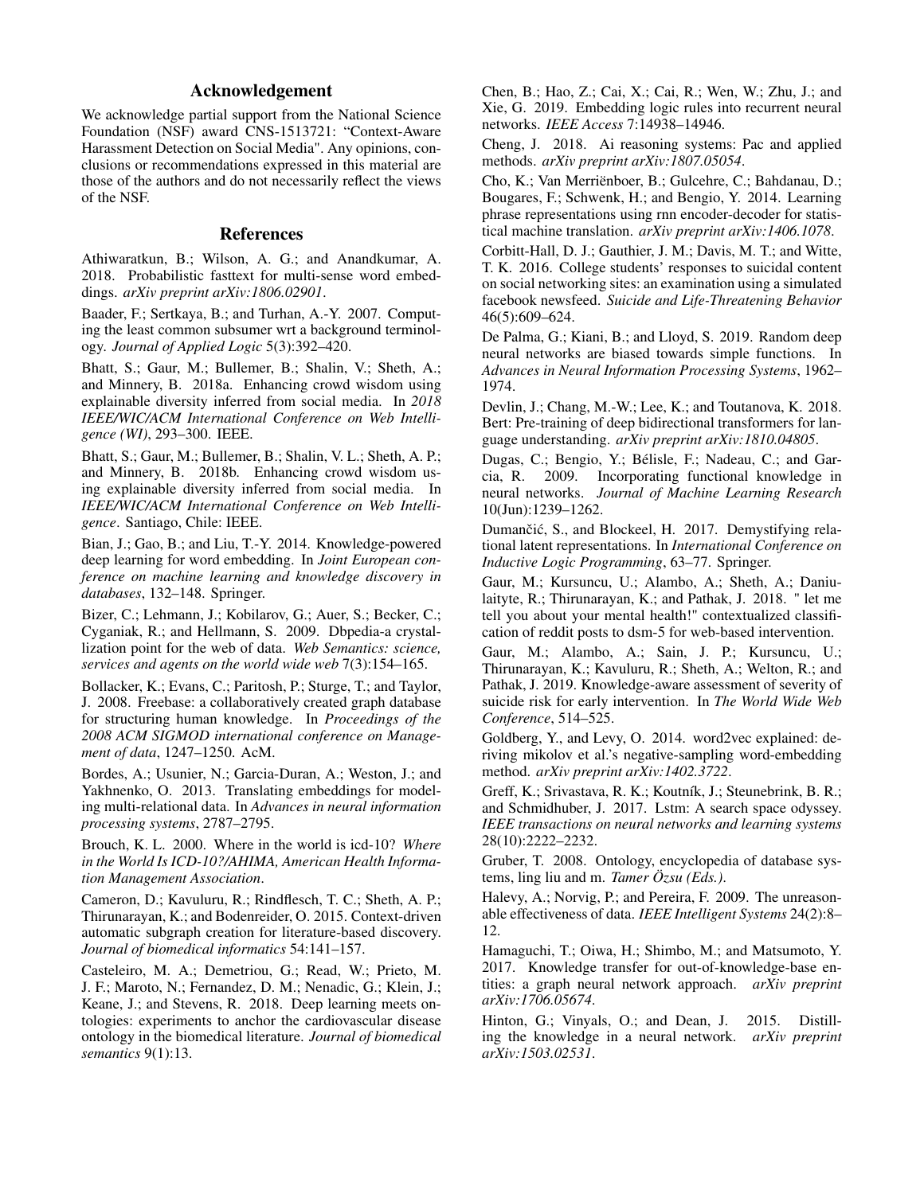## Acknowledgement

We acknowledge partial support from the National Science Foundation (NSF) award CNS-1513721: "Context-Aware Harassment Detection on Social Media". Any opinions, conclusions or recommendations expressed in this material are those of the authors and do not necessarily reflect the views of the NSF.

## References

Athiwaratkun, B.; Wilson, A. G.; and Anandkumar, A. 2018. Probabilistic fasttext for multi-sense word embeddings. *arXiv preprint arXiv:1806.02901*.

Baader, F.; Sertkaya, B.; and Turhan, A.-Y. 2007. Computing the least common subsumer wrt a background terminology. *Journal of Applied Logic* 5(3):392–420.

Bhatt, S.; Gaur, M.; Bullemer, B.; Shalin, V.; Sheth, A.; and Minnery, B. 2018a. Enhancing crowd wisdom using explainable diversity inferred from social media. In *2018 IEEE/WIC/ACM International Conference on Web Intelligence (WI)*, 293–300. IEEE.

Bhatt, S.; Gaur, M.; Bullemer, B.; Shalin, V. L.; Sheth, A. P.; and Minnery, B. 2018b. Enhancing crowd wisdom using explainable diversity inferred from social media. In *IEEE/WIC/ACM International Conference on Web Intelligence*. Santiago, Chile: IEEE.

Bian, J.; Gao, B.; and Liu, T.-Y. 2014. Knowledge-powered deep learning for word embedding. In *Joint European conference on machine learning and knowledge discovery in databases*, 132–148. Springer.

Bizer, C.; Lehmann, J.; Kobilarov, G.; Auer, S.; Becker, C.; Cyganiak, R.; and Hellmann, S. 2009. Dbpedia-a crystallization point for the web of data. *Web Semantics: science, services and agents on the world wide web* 7(3):154–165.

Bollacker, K.; Evans, C.; Paritosh, P.; Sturge, T.; and Taylor, J. 2008. Freebase: a collaboratively created graph database for structuring human knowledge. In *Proceedings of the 2008 ACM SIGMOD international conference on Management of data*, 1247–1250. AcM.

Bordes, A.; Usunier, N.; Garcia-Duran, A.; Weston, J.; and Yakhnenko, O. 2013. Translating embeddings for modeling multi-relational data. In *Advances in neural information processing systems*, 2787–2795.

Brouch, K. L. 2000. Where in the world is icd-10? *Where in the World Is ICD-10?/AHIMA, American Health Information Management Association*.

Cameron, D.; Kavuluru, R.; Rindflesch, T. C.; Sheth, A. P.; Thirunarayan, K.; and Bodenreider, O. 2015. Context-driven automatic subgraph creation for literature-based discovery. *Journal of biomedical informatics* 54:141–157.

Casteleiro, M. A.; Demetriou, G.; Read, W.; Prieto, M. J. F.; Maroto, N.; Fernandez, D. M.; Nenadic, G.; Klein, J.; Keane, J.; and Stevens, R. 2018. Deep learning meets ontologies: experiments to anchor the cardiovascular disease ontology in the biomedical literature. *Journal of biomedical semantics* 9(1):13.

Chen, B.; Hao, Z.; Cai, X.; Cai, R.; Wen, W.; Zhu, J.; and Xie, G. 2019. Embedding logic rules into recurrent neural networks. *IEEE Access* 7:14938–14946.

Cheng, J. 2018. Ai reasoning systems: Pac and applied methods. *arXiv preprint arXiv:1807.05054*.

Cho, K.; Van Merriënboer, B.; Gulcehre, C.; Bahdanau, D.; Bougares, F.; Schwenk, H.; and Bengio, Y. 2014. Learning phrase representations using rnn encoder-decoder for statistical machine translation. *arXiv preprint arXiv:1406.1078*.

Corbitt-Hall, D. J.; Gauthier, J. M.; Davis, M. T.; and Witte, T. K. 2016. College students' responses to suicidal content on social networking sites: an examination using a simulated facebook newsfeed. *Suicide and Life-Threatening Behavior* 46(5):609–624.

De Palma, G.; Kiani, B.; and Lloyd, S. 2019. Random deep neural networks are biased towards simple functions. In *Advances in Neural Information Processing Systems*, 1962–1974.

Devlin, J.; Chang, M.-W.; Lee, K.; and Toutanova, K. 2018. Bert: Pre-training of deep bidirectional transformers for language understanding. *arXiv preprint arXiv:1810.04805*.

Dugas, C.; Bengio, Y.; Bélisle, F.; Nadeau, C.; and Garcia, R. 2009. Incorporating functional knowledge in neural networks. *Journal of Machine Learning Research* 10(Jun):1239–1262.

Dumančić, S., and Blockeel, H. 2017. Demystifying relational latent representations. In *International Conference on Inductive Logic Programming*, 63–77. Springer.

Gaur, M.; Kursuncu, U.; Alambo, A.; Sheth, A.; Daniulaityte, R.; Thirunarayan, K.; and Pathak, J. 2018. " let me tell you about your mental health!" contextualized classification of reddit posts to dsm-5 for web-based intervention.

Gaur, M.; Alambo, A.; Sain, J. P.; Kursuncu, U.; Thirunarayan, K.; Kavuluru, R.; Sheth, A.; Welton, R.; and Pathak, J. 2019. Knowledge-aware assessment of severity of suicide risk for early intervention. In *The World Wide Web Conference*, 514–525.

Goldberg, Y., and Levy, O. 2014. word2vec explained: deriving mikolov et al.'s negative-sampling word-embedding method. *arXiv preprint arXiv:1402.3722*.

Greff, K.; Srivastava, R. K.; Koutník, J.; Steunebrink, B. R.; and Schmidhuber, J. 2017. Lstm: A search space odyssey. *IEEE transactions on neural networks and learning systems* 28(10):2222–2232.

Gruber, T. 2008. Ontology, encyclopedia of database systems, ling liu and m. *Tamer Özsu (Eds.)*.

Halevy, A.; Norvig, P.; and Pereira, F. 2009. The unreasonable effectiveness of data. *IEEE Intelligent Systems* 24(2):8–12.

Hamaguchi, T.; Oiwa, H.; Shimbo, M.; and Matsumoto, Y. 2017. Knowledge transfer for out-of-knowledge-base entities: a graph neural network approach. *arXiv preprint arXiv:1706.05674*.

Hinton, G.; Vinyals, O.; and Dean, J. 2015. Distilling the knowledge in a neural network. *arXiv preprint arXiv:1503.02531*.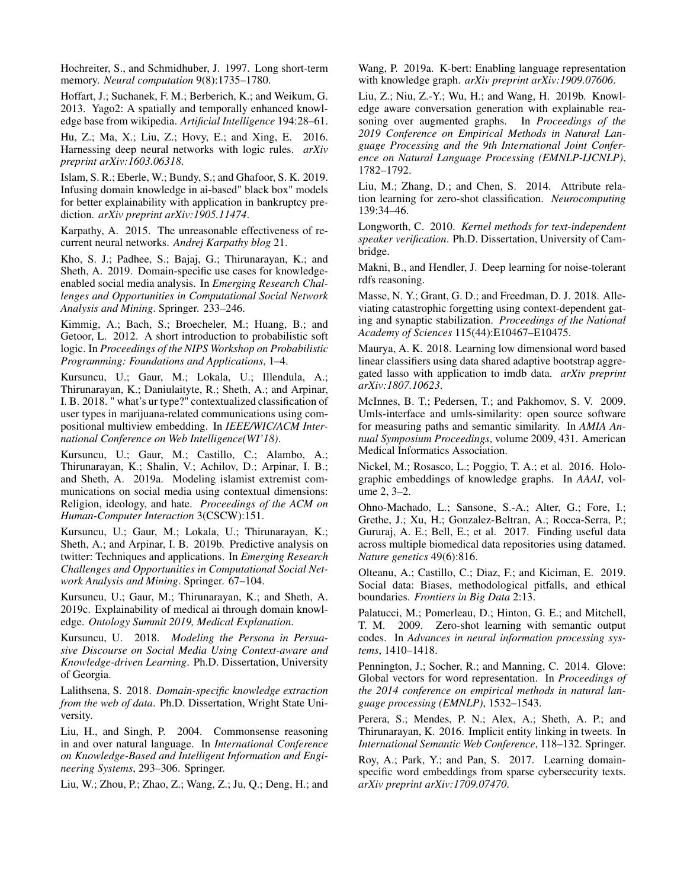Hochreiter, S., and Schmidhuber, J. 1997. Long short-term memory. *Neural computation* 9(8):1735–1780.

Hoffart, J.; Suchanek, F. M.; Berberich, K.; and Weikum, G. 2013. Yago2: A spatially and temporally enhanced knowledge base from wikipedia. *Artificial Intelligence* 194:28–61.

Hu, Z.; Ma, X.; Liu, Z.; Hovy, E.; and Xing, E. 2016. Harnessing deep neural networks with logic rules. *arXiv preprint arXiv:1603.06318*.

Islam, S. R.; Eberle, W.; Bundy, S.; and Ghafoor, S. K. 2019. Infusing domain knowledge in ai-based" black box" models for better explainability with application in bankruptcy prediction. *arXiv preprint arXiv:1905.11474*.

Karpathy, A. 2015. The unreasonable effectiveness of recurrent neural networks. *Andrej Karpathy blog* 21.

Kho, S. J.; Padhee, S.; Bajaj, G.; Thirunarayan, K.; and Sheth, A. 2019. Domain-specific use cases for knowledge-enabled social media analysis. In *Emerging Research Challenges and Opportunities in Computational Social Network Analysis and Mining*. Springer. 233–246.

Kimmig, A.; Bach, S.; Broecheler, M.; Huang, B.; and Getoor, L. 2012. A short introduction to probabilistic soft logic. In *Proceedings of the NIPS Workshop on Probabilistic Programming: Foundations and Applications*, 1–4.

Kursuncu, U.; Gaur, M.; Lokala, U.; Illendula, A.; Thirunarayan, K.; Daniulaityte, R.; Sheth, A.; and Arpinar, I. B. 2018. " what's ur type?" contextualized classification of user types in marijuana-related communications using compositional multiview embedding. In *IEEE/WIC/ACM International Conference on Web Intelligence(WI'18)*.

Kursuncu, U.; Gaur, M.; Castillo, C.; Alambo, A.; Thirunarayan, K.; Shalin, V.; Achilov, D.; Arpinar, I. B.; and Sheth, A. 2019a. Modeling islamist extremist communications on social media using contextual dimensions: Religion, ideology, and hate. *Proceedings of the ACM on Human-Computer Interaction* 3(CSCW):151.

Kursuncu, U.; Gaur, M.; Lokala, U.; Thirunarayan, K.; Sheth, A.; and Arpinar, I. B. 2019b. Predictive analysis on twitter: Techniques and applications. In *Emerging Research Challenges and Opportunities in Computational Social Network Analysis and Mining*. Springer. 67–104.

Kursuncu, U.; Gaur, M.; Thirunarayan, K.; and Sheth, A. 2019c. Explainability of medical ai through domain knowledge. *Ontology Summit 2019, Medical Explanation*.

Kursuncu, U. 2018. *Modeling the Persona in Persuasive Discourse on Social Media Using Context-aware and Knowledge-driven Learning*. Ph.D. Dissertation, University of Georgia.

Lalithsena, S. 2018. *Domain-specific knowledge extraction from the web of data*. Ph.D. Dissertation, Wright State University.

Liu, H., and Singh, P. 2004. Commonsense reasoning in and over natural language. In *International Conference on Knowledge-Based and Intelligent Information and Engineering Systems*, 293–306. Springer.

Liu, W.; Zhou, P.; Zhao, Z.; Wang, Z.; Ju, Q.; Deng, H.; and Wang, P. 2019a. K-bert: Enabling language representation with knowledge graph. *arXiv preprint arXiv:1909.07606*.

Liu, Z.; Niu, Z.-Y.; Wu, H.; and Wang, H. 2019b. Knowledge aware conversation generation with explainable reasoning over augmented graphs. In *Proceedings of the 2019 Conference on Empirical Methods in Natural Language Processing and the 9th International Joint Conference on Natural Language Processing (EMNLP-IJCNLP)*, 1782–1792.

Liu, M.; Zhang, D.; and Chen, S. 2014. Attribute relation learning for zero-shot classification. *Neurocomputing* 139:34–46.

Longworth, C. 2010. *Kernel methods for text-independent speaker verification*. Ph.D. Dissertation, University of Cambridge.

Makni, B., and Hendler, J. Deep learning for noise-tolerant rdfs reasoning.

Masse, N. Y.; Grant, G. D.; and Freedman, D. J. 2018. Alleviating catastrophic forgetting using context-dependent gating and synaptic stabilization. *Proceedings of the National Academy of Sciences* 115(44):E10467–E10475.

Maurya, A. K. 2018. Learning low dimensional word based linear classifiers using data shared adaptive bootstrap aggregated lasso with application to imdb data. *arXiv preprint arXiv:1807.10623*.

McInnes, B. T.; Pedersen, T.; and Pakhomov, S. V. 2009. Umls-interface and umls-similarity: open source software for measuring paths and semantic similarity. In *AMIA Annual Symposium Proceedings*, volume 2009, 431. American Medical Informatics Association.

Nickel, M.; Rosasco, L.; Poggio, T. A.; et al. 2016. Holographic embeddings of knowledge graphs. In *AAAI*, volume 2, 3–2.

Ohno-Machado, L.; Sansone, S.-A.; Alter, G.; Fore, I.; Grethe, J.; Xu, H.; Gonzalez-Beltran, A.; Rocca-Serra, P.; Gururaj, A. E.; Bell, E.; et al. 2017. Finding useful data across multiple biomedical data repositories using datamed. *Nature genetics* 49(6):816.

Olteanu, A.; Castillo, C.; Diaz, F.; and Kiciman, E. 2019. Social data: Biases, methodological pitfalls, and ethical boundaries. *Frontiers in Big Data* 2:13.

Palatucci, M.; Pomerleau, D.; Hinton, G. E.; and Mitchell, T. M. 2009. Zero-shot learning with semantic output codes. In *Advances in neural information processing systems*, 1410–1418.

Pennington, J.; Socher, R.; and Manning, C. 2014. Glove: Global vectors for word representation. In *Proceedings of the 2014 conference on empirical methods in natural language processing (EMNLP)*, 1532–1543.

Perera, S.; Mendes, P. N.; Alex, A.; Sheth, A. P.; and Thirunarayan, K. 2016. Implicit entity linking in tweets. In *International Semantic Web Conference*, 118–132. Springer.

Roy, A.; Park, Y.; and Pan, S. 2017. Learning domain-specific word embeddings from sparse cybersecurity texts. *arXiv preprint arXiv:1709.07470*.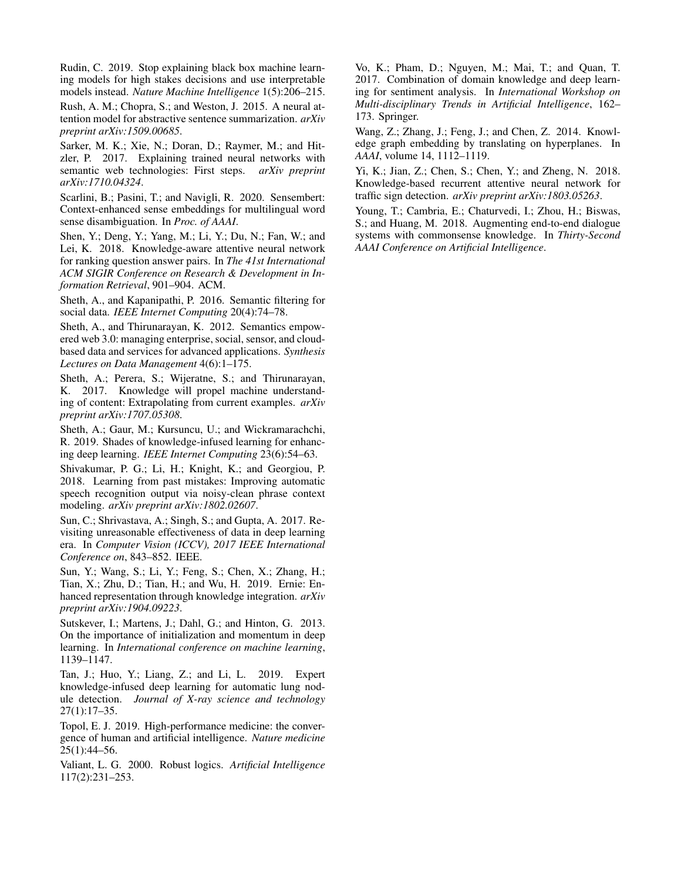Rudin, C. 2019. Stop explaining black box machine learning models for high stakes decisions and use interpretable models instead. *Nature Machine Intelligence* 1(5):206–215.

Rush, A. M.; Chopra, S.; and Weston, J. 2015. A neural attention model for abstractive sentence summarization. *arXiv preprint arXiv:1509.00685*.

Sarker, M. K.; Xie, N.; Doran, D.; Raymer, M.; and Hitzler, P. 2017. Explaining trained neural networks with semantic web technologies: First steps. *arXiv preprint arXiv:1710.04324*.

Scarlini, B.; Pasini, T.; and Navigli, R. 2020. Sensembert: Context-enhanced sense embeddings for multilingual word sense disambiguation. In *Proc. of AAAI*.

Shen, Y.; Deng, Y.; Yang, M.; Li, Y.; Du, N.; Fan, W.; and Lei, K. 2018. Knowledge-aware attentive neural network for ranking question answer pairs. In *The 41st International ACM SIGIR Conference on Research & Development in Information Retrieval*, 901–904. ACM.

Sheth, A., and Kapanipathi, P. 2016. Semantic filtering for social data. *IEEE Internet Computing* 20(4):74–78.

Sheth, A., and Thirunarayan, K. 2012. Semantics empowered web 3.0: managing enterprise, social, sensor, and cloud-based data and services for advanced applications. *Synthesis Lectures on Data Management* 4(6):1–175.

Sheth, A.; Perera, S.; Wijeratne, S.; and Thirunarayan, K. 2017. Knowledge will propel machine understanding of content: Extrapolating from current examples. *arXiv preprint arXiv:1707.05308*.

Sheth, A.; Gaur, M.; Kursuncu, U.; and Wickramarachchi, R. 2019. Shades of knowledge-infused learning for enhancing deep learning. *IEEE Internet Computing* 23(6):54–63.

Shivakumar, P. G.; Li, H.; Knight, K.; and Georgiou, P. 2018. Learning from past mistakes: Improving automatic speech recognition output via noisy-clean phrase context modeling. *arXiv preprint arXiv:1802.02607*.

Sun, C.; Shrivastava, A.; Singh, S.; and Gupta, A. 2017. Revisiting unreasonable effectiveness of data in deep learning era. In *Computer Vision (ICCV), 2017 IEEE International Conference on*, 843–852. IEEE.

Sun, Y.; Wang, S.; Li, Y.; Feng, S.; Chen, X.; Zhang, H.; Tian, X.; Zhu, D.; Tian, H.; and Wu, H. 2019. Ernie: Enhanced representation through knowledge integration. *arXiv preprint arXiv:1904.09223*.

Sutskever, I.; Martens, J.; Dahl, G.; and Hinton, G. 2013. On the importance of initialization and momentum in deep learning. In *International conference on machine learning*, 1139–1147.

Tan, J.; Huo, Y.; Liang, Z.; and Li, L. 2019. Expert knowledge-infused deep learning for automatic lung nodule detection. *Journal of X-ray science and technology* 27(1):17–35.

Topol, E. J. 2019. High-performance medicine: the convergence of human and artificial intelligence. *Nature medicine* 25(1):44–56.

Valiant, L. G. 2000. Robust logics. *Artificial Intelligence* 117(2):231–253.

Vo, K.; Pham, D.; Nguyen, M.; Mai, T.; and Quan, T. 2017. Combination of domain knowledge and deep learning for sentiment analysis. In *International Workshop on Multi-disciplinary Trends in Artificial Intelligence*, 162–173. Springer.

Wang, Z.; Zhang, J.; Feng, J.; and Chen, Z. 2014. Knowledge graph embedding by translating on hyperplanes. In *AAAI*, volume 14, 1112–1119.

Yi, K.; Jian, Z.; Chen, S.; Chen, Y.; and Zheng, N. 2018. Knowledge-based recurrent attentive neural network for traffic sign detection. *arXiv preprint arXiv:1803.05263*.

Young, T.; Cambria, E.; Chaturvedi, I.; Zhou, H.; Biswas, S.; and Huang, M. 2018. Augmenting end-to-end dialogue systems with commonsense knowledge. In *Thirty-Second AAAI Conference on Artificial Intelligence*.